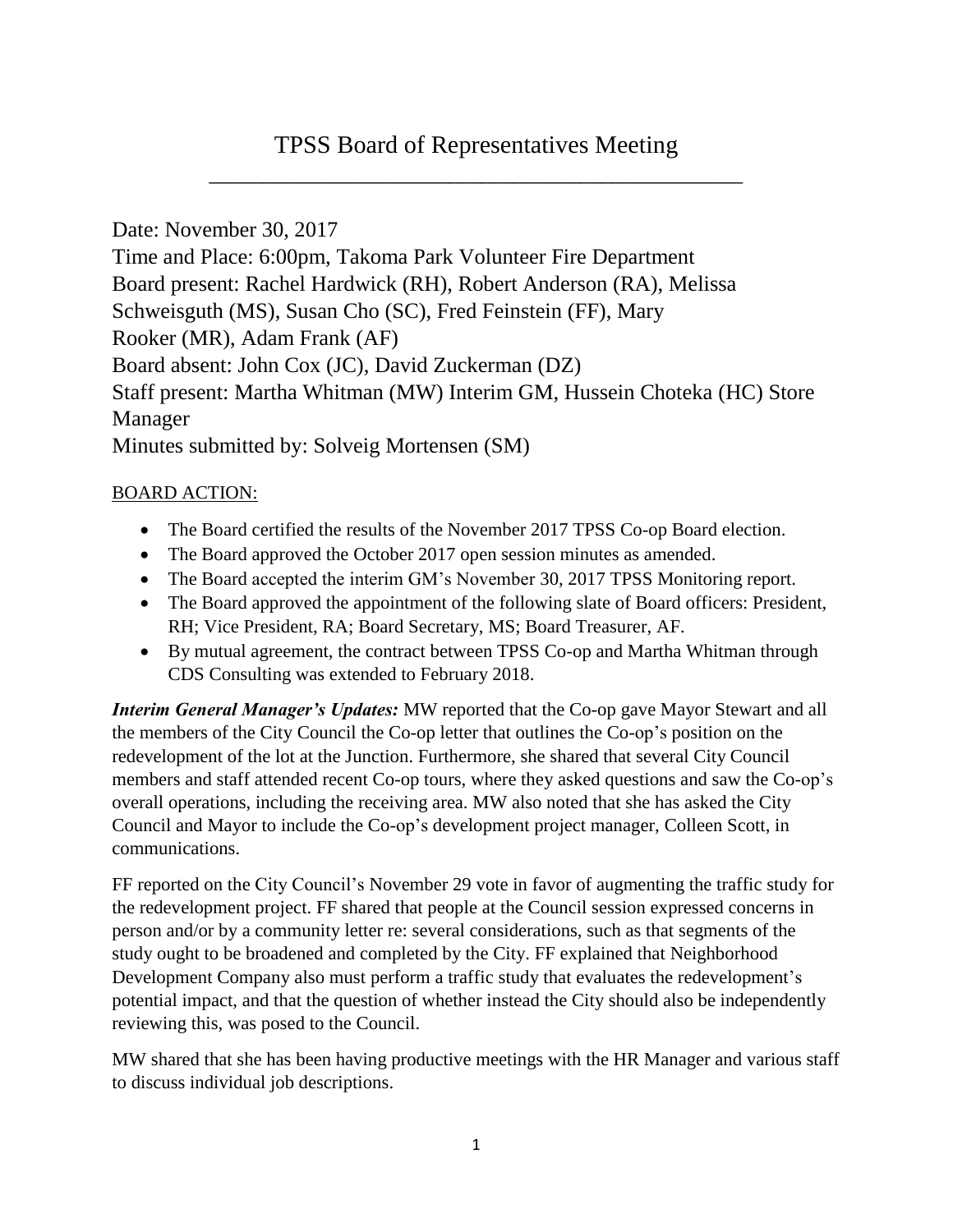# TPSS Board of Representatives Meeting

Date: November 30, 2017
Time and Place: 6:00pm, Takoma Park Volunteer Fire Department
Board present: Rachel Hardwick (RH), Robert Anderson (RA), Melissa Schweisguth (MS), Susan Cho (SC), Fred Feinstein (FF), Mary Rooker (MR), Adam Frank (AF)
Board absent: John Cox (JC), David Zuckerman (DZ)
Staff present: Martha Whitman (MW) Interim GM, Hussein Choteka (HC) Store Manager
Minutes submitted by: Solveig Mortensen (SM)

BOARD ACTION:

- The Board certified the results of the November 2017 TPSS Co-op Board election.
- The Board approved the October 2017 open session minutes as amended.
- The Board accepted the interim GM's November 30, 2017 TPSS Monitoring report.
- The Board approved the appointment of the following slate of Board officers: President, RH; Vice President, RA; Board Secretary, MS; Board Treasurer, AF.
- By mutual agreement, the contract between TPSS Co-op and Martha Whitman through CDS Consulting was extended to February 2018.

***Interim General Manager's Updates:*** MW reported that the Co-op gave Mayor Stewart and all the members of the City Council the Co-op letter that outlines the Co-op's position on the redevelopment of the lot at the Junction. Furthermore, she shared that several City Council members and staff attended recent Co-op tours, where they asked questions and saw the Co-op's overall operations, including the receiving area. MW also noted that she has asked the City Council and Mayor to include the Co-op's development project manager, Colleen Scott, in communications.

FF reported on the City Council's November 29 vote in favor of augmenting the traffic study for the redevelopment project. FF shared that people at the Council session expressed concerns in person and/or by a community letter re: several considerations, such as that segments of the study ought to be broadened and completed by the City. FF explained that Neighborhood Development Company also must perform a traffic study that evaluates the redevelopment's potential impact, and that the question of whether instead the City should also be independently reviewing this, was posed to the Council.

MW shared that she has been having productive meetings with the HR Manager and various staff to discuss individual job descriptions.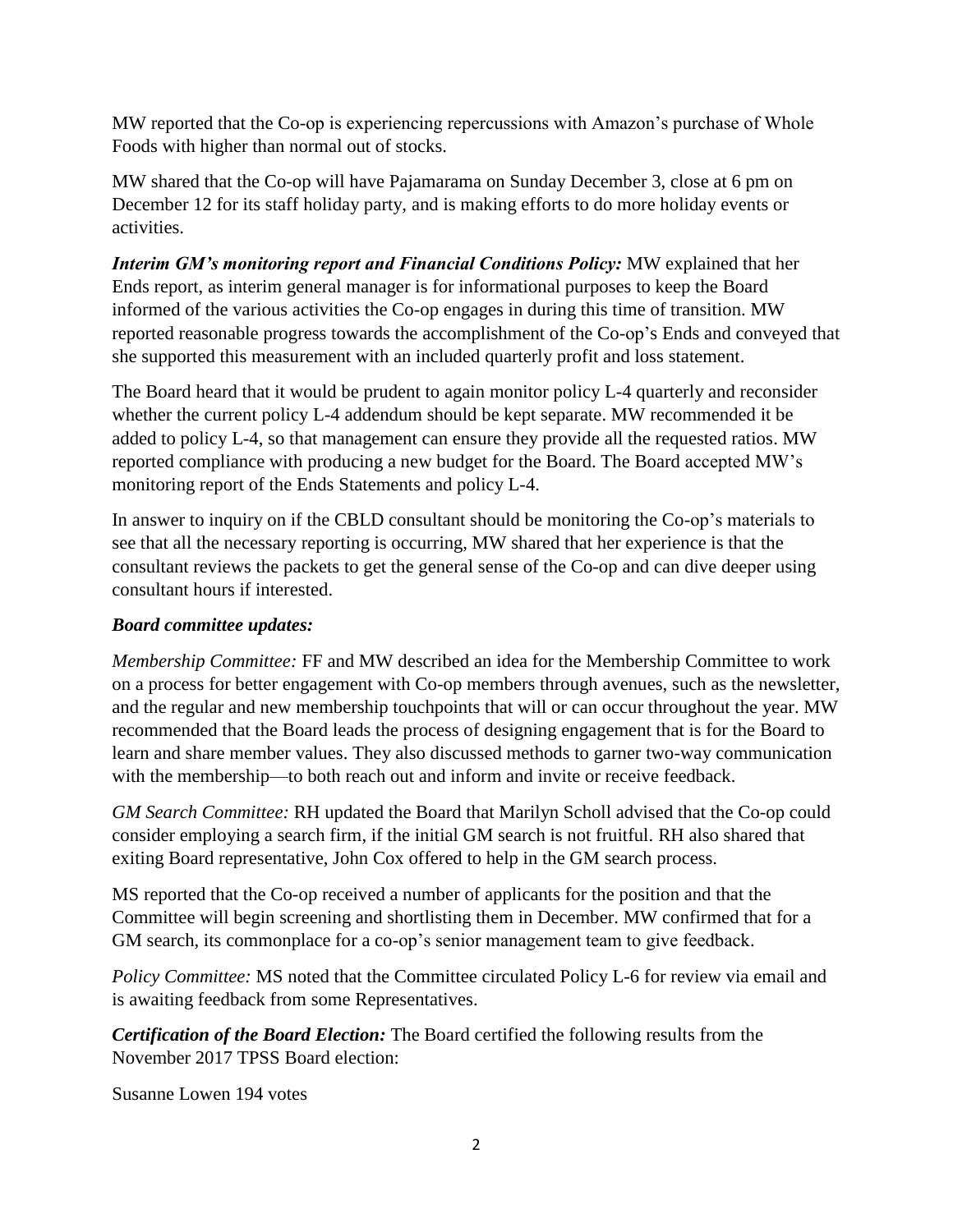MW reported that the Co-op is experiencing repercussions with Amazon's purchase of Whole Foods with higher than normal out of stocks.

MW shared that the Co-op will have Pajamarama on Sunday December 3, close at 6 pm on December 12 for its staff holiday party, and is making efforts to do more holiday events or activities.

***Interim GM's monitoring report and Financial Conditions Policy:*** MW explained that her Ends report, as interim general manager is for informational purposes to keep the Board informed of the various activities the Co-op engages in during this time of transition. MW reported reasonable progress towards the accomplishment of the Co-op's Ends and conveyed that she supported this measurement with an included quarterly profit and loss statement.

The Board heard that it would be prudent to again monitor policy L-4 quarterly and reconsider whether the current policy L-4 addendum should be kept separate. MW recommended it be added to policy L-4, so that management can ensure they provide all the requested ratios. MW reported compliance with producing a new budget for the Board. The Board accepted MW's monitoring report of the Ends Statements and policy L-4.

In answer to inquiry on if the CBLD consultant should be monitoring the Co-op's materials to see that all the necessary reporting is occurring, MW shared that her experience is that the consultant reviews the packets to get the general sense of the Co-op and can dive deeper using consultant hours if interested.

***Board committee updates:***

*Membership Committee:* FF and MW described an idea for the Membership Committee to work on a process for better engagement with Co-op members through avenues, such as the newsletter, and the regular and new membership touchpoints that will or can occur throughout the year. MW recommended that the Board leads the process of designing engagement that is for the Board to learn and share member values. They also discussed methods to garner two-way communication with the membership—to both reach out and inform and invite or receive feedback.

*GM Search Committee:* RH updated the Board that Marilyn Scholl advised that the Co-op could consider employing a search firm, if the initial GM search is not fruitful. RH also shared that exiting Board representative, John Cox offered to help in the GM search process.

MS reported that the Co-op received a number of applicants for the position and that the Committee will begin screening and shortlisting them in December. MW confirmed that for a GM search, its commonplace for a co-op's senior management team to give feedback.

*Policy Committee:* MS noted that the Committee circulated Policy L-6 for review via email and is awaiting feedback from some Representatives.

***Certification of the Board Election:*** The Board certified the following results from the November 2017 TPSS Board election:

Susanne Lowen 194 votes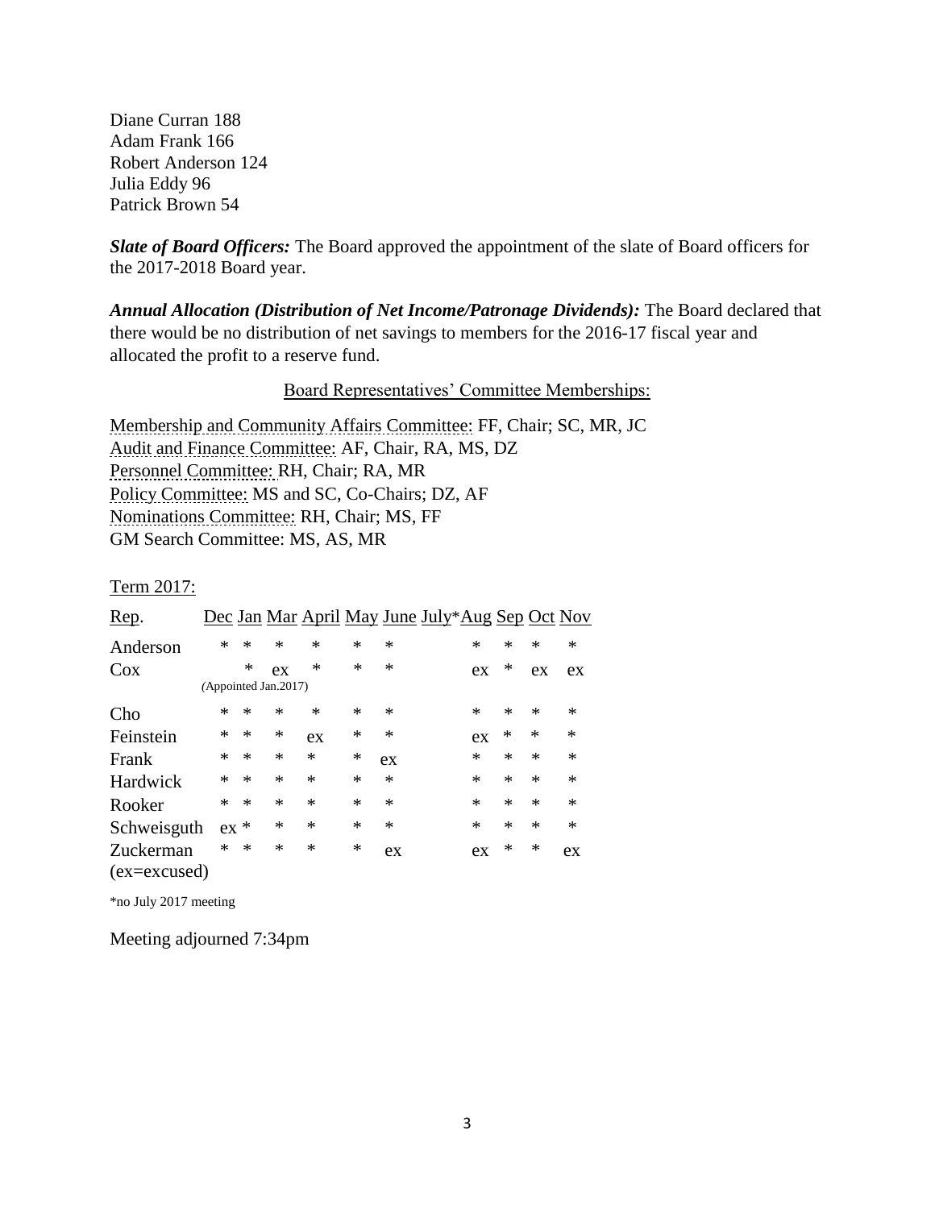Diane Curran 188
Adam Frank 166
Robert Anderson 124
Julia Eddy 96
Patrick Brown 54

***Slate of Board Officers:*** The Board approved the appointment of the slate of Board officers for the 2017-2018 Board year.

***Annual Allocation (Distribution of Net Income/Patronage Dividends):*** The Board declared that there would be no distribution of net savings to members for the 2016-17 fiscal year and allocated the profit to a reserve fund.

Board Representatives' Committee Memberships:

Membership and Community Affairs Committee: FF, Chair; SC, MR, JC
Audit and Finance Committee: AF, Chair, RA, MS, DZ
Personnel Committee: RH, Chair; RA, MR
Policy Committee: MS and SC, Co-Chairs; DZ, AF
Nominations Committee: RH, Chair; MS, FF
GM Search Committee: MS, AS, MR

Term 2017:

| Rep. | Dec | Jan | Mar | April | May | June | July* | Aug | Sep | Oct | Nov |
|---|---|---|---|---|---|---|---|---|---|---|---|
| Anderson | * | * | * | * | * | * | | * | * | * | * |
| Cox (Appointed Jan.2017) | | * | ex | * | * | * | | ex | * | ex | ex |
| Cho | * | * | * | * | * | * | | * | * | * | * |
| Feinstein | * | * | * | ex | * | * | | ex | * | * | * |
| Frank | * | * | * | * | * | ex | | * | * | * | * |
| Hardwick | * | * | * | * | * | * | | * | * | * | * |
| Rooker | * | * | * | * | * | * | | * | * | * | * |
| Schweisguth | ex | * | * | * | * | * | | * | * | * | * |
| Zuckerman | * | * | * | * | * | ex | | ex | * | * | ex |

(ex=excused)

*no July 2017 meeting

Meeting adjourned 7:34pm